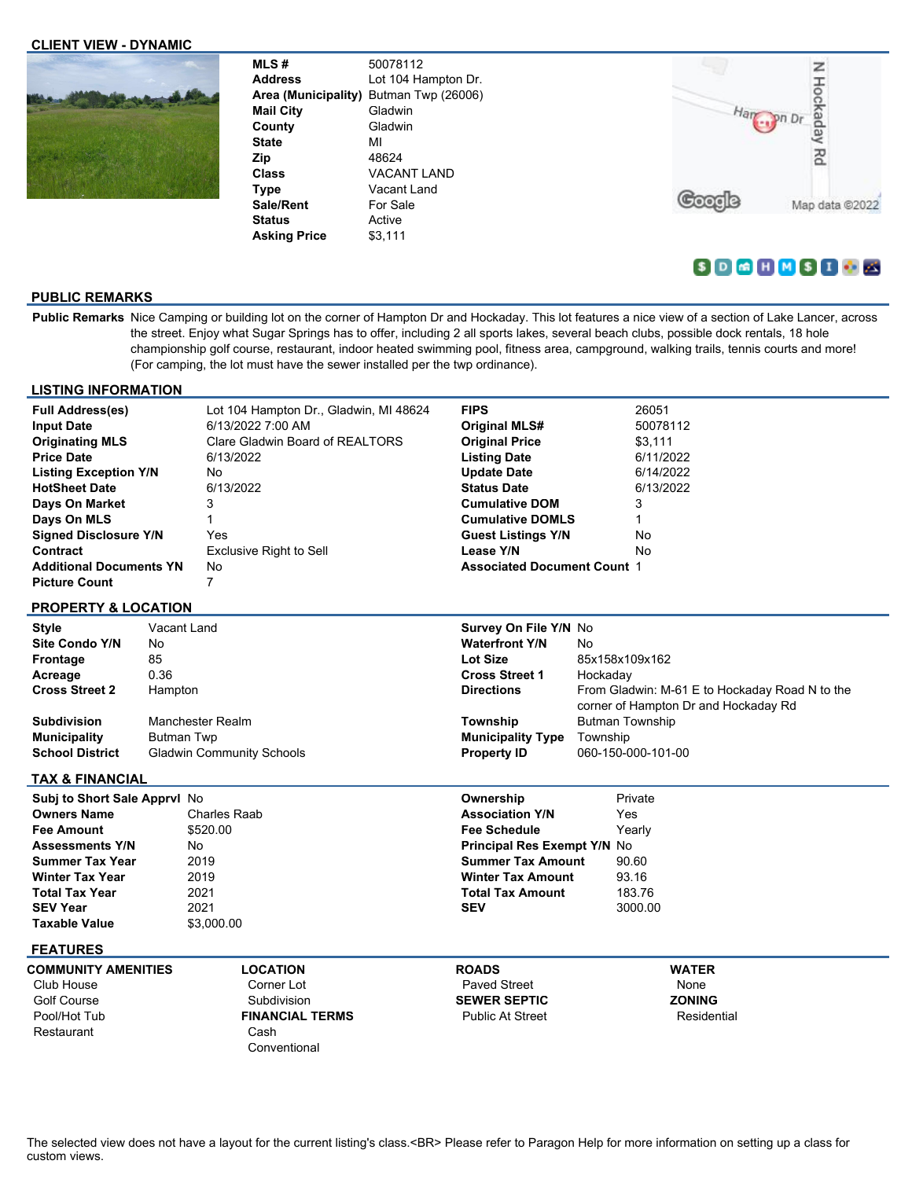## CLIENT VIEW - DYNAMIC

| | |
|---|---|
| **MLS #** | 50078112 |
| **Address** | Lot 104 Hampton Dr. |
| **Area (Municipality)** | Butman Twp (26006) |
| **Mail City** | Gladwin |
| **County** | Gladwin |
| **State** | MI |
| **Zip** | 48624 |
| **Class** | VACANT LAND |
| **Type** | Vacant Land |
| **Sale/Rent** | For Sale |
| **Status** | Active |
| **Asking Price** | $3,111 |

## PUBLIC REMARKS

**Public Remarks** Nice Camping or building lot on the corner of Hampton Dr and Hockaday. This lot features a nice view of a section of Lake Lancer, across the street. Enjoy what Sugar Springs has to offer, including 2 all sports lakes, several beach clubs, possible dock rentals, 18 hole championship golf course, restaurant, indoor heated swimming pool, fitness area, campground, walking trails, tennis courts and more! (For camping, the lot must have the sewer installed per the twp ordinance).

## LISTING INFORMATION

| | | | |
|---|---|---|---|
| **Full Address(es)** | Lot 104 Hampton Dr., Gladwin, MI 48624 | **FIPS** | 26051 |
| **Input Date** | 6/13/2022 7:00 AM | **Original MLS#** | 50078112 |
| **Originating MLS** | Clare Gladwin Board of REALTORS | **Original Price** | $3,111 |
| **Price Date** | 6/13/2022 | **Listing Date** | 6/11/2022 |
| **Listing Exception Y/N** | No | **Update Date** | 6/14/2022 |
| **HotSheet Date** | 6/13/2022 | **Status Date** | 6/13/2022 |
| **Days On Market** | 3 | **Cumulative DOM** | 3 |
| **Days On MLS** | 1 | **Cumulative DOMLS** | 1 |
| **Signed Disclosure Y/N** | Yes | **Guest Listings Y/N** | No |
| **Contract** | Exclusive Right to Sell | **Lease Y/N** | No |
| **Additional Documents YN** | No | **Associated Document Count** | 1 |
| **Picture Count** | 7 | | |

## PROPERTY & LOCATION

| | | | |
|---|---|---|---|
| **Style** | Vacant Land | **Survey On File Y/N** | No |
| **Site Condo Y/N** | No | **Waterfront Y/N** | No |
| **Frontage** | 85 | **Lot Size** | 85x158x109x162 |
| **Acreage** | 0.36 | **Cross Street 1** | Hockaday |
| **Cross Street 2** | Hampton | **Directions** | From Gladwin: M-61 E to Hockaday Road N to the corner of Hampton Dr and Hockaday Rd |
| **Subdivision** | Manchester Realm | **Township** | Butman Township |
| **Municipality** | Butman Twp | **Municipality Type** | Township |
| **School District** | Gladwin Community Schools | **Property ID** | 060-150-000-101-00 |

## TAX & FINANCIAL

| | | | |
|---|---|---|---|
| **Subj to Short Sale Apprvl** | No | **Ownership** | Private |
| **Owners Name** | Charles Raab | **Association Y/N** | Yes |
| **Fee Amount** | $520.00 | **Fee Schedule** | Yearly |
| **Assessments Y/N** | No | **Principal Res Exempt Y/N** | No |
| **Summer Tax Year** | 2019 | **Summer Tax Amount** | 90.60 |
| **Winter Tax Year** | 2019 | **Winter Tax Amount** | 93.16 |
| **Total Tax Year** | 2021 | **Total Tax Amount** | 183.76 |
| **SEV Year** | 2021 | **SEV** | 3000.00 |
| **Taxable Value** | $3,000.00 | | |

## FEATURES

**COMMUNITY AMENITIES**
- Club House
- Golf Course
- Pool/Hot Tub
- Restaurant

**LOCATION**
- Corner Lot
- Subdivision

**FINANCIAL TERMS**
- Cash
- Conventional

**ROADS**
- Paved Street

**SEWER SEPTIC**
- Public At Street

**WATER**
- None

**ZONING**
- Residential

The selected view does not have a layout for the current listing's class.<BR> Please refer to Paragon Help for more information on setting up a class for custom views.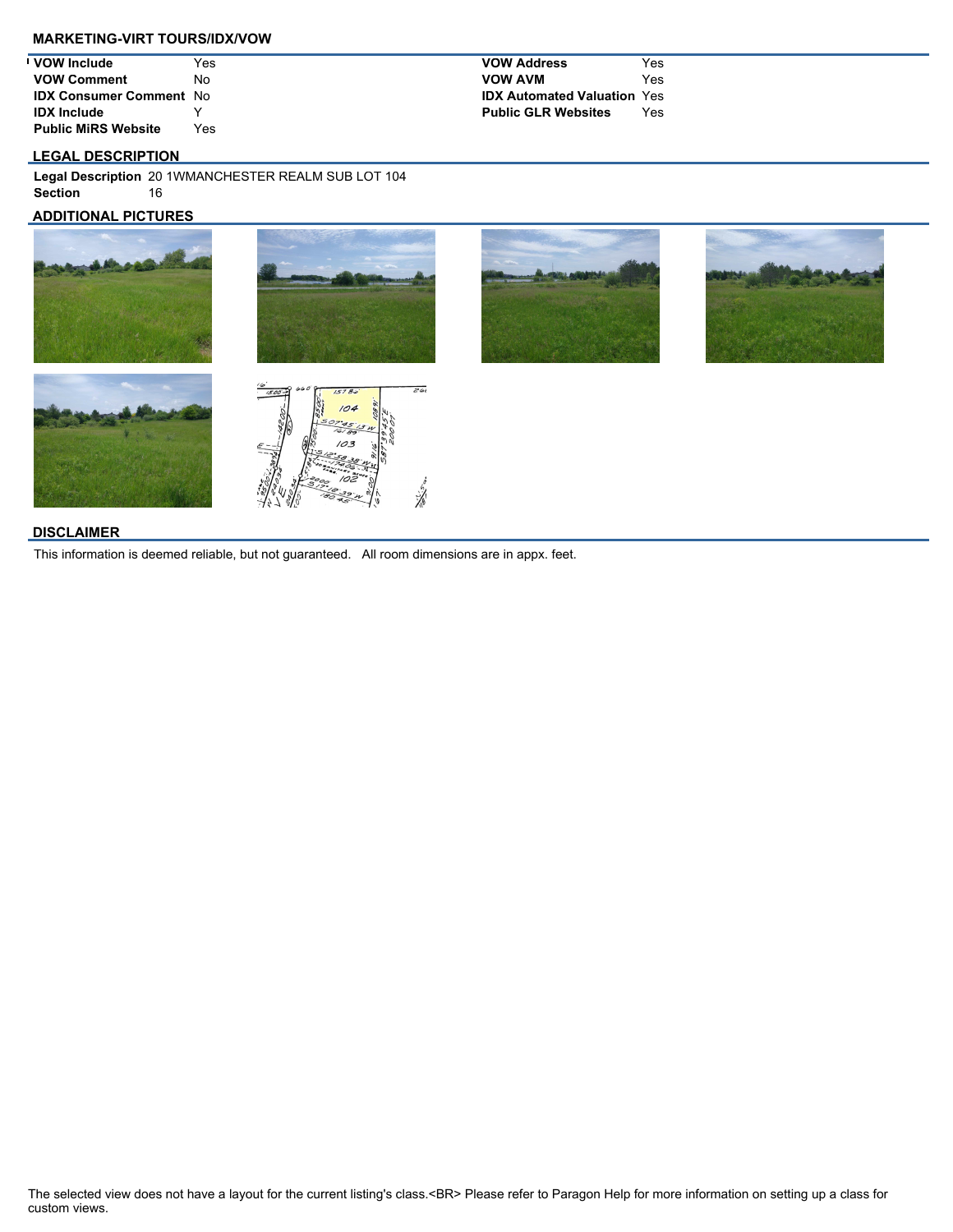## MARKETING-VIRT TOURS/IDX/VOW

| | | | |
|---|---|---|---|
| **VOW Include** | Yes | **VOW Address** | Yes |
| **VOW Comment** | No | **VOW AVM** | Yes |
| **IDX Consumer Comment** | No | **IDX Automated Valuation** | Yes |
| **IDX Include** | Y | **Public GLR Websites** | Yes |
| **Public MiRS Website** | Yes | | |

## LEGAL DESCRIPTION

**Legal Description** 20 1WMANCHESTER REALM SUB LOT 104
**Section** 16

## ADDITIONAL PICTURES

## DISCLAIMER

This information is deemed reliable, but not guaranteed. All room dimensions are in appx. feet.

The selected view does not have a layout for the current listing's class.<BR> Please refer to Paragon Help for more information on setting up a class for custom views.